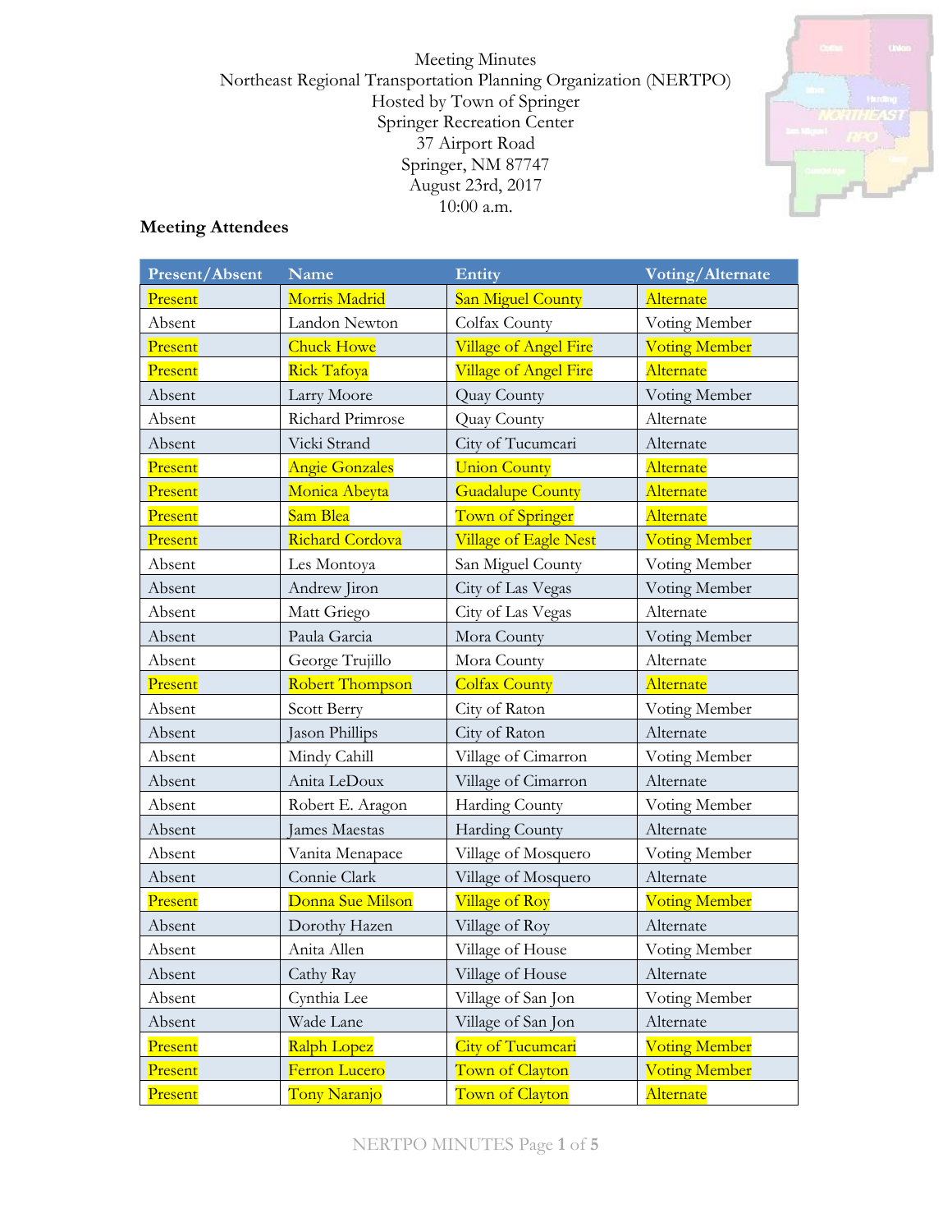Meeting Minutes
Northeast Regional Transportation Planning Organization (NERTPO)
Hosted by Town of Springer
Springer Recreation Center
37 Airport Road
Springer, NM 87747
August 23rd, 2017
10:00 a.m.

## Meeting Attendees

| Present/Absent | Name | Entity | Voting/Alternate |
|---|---|---|---|
| Present | Morris Madrid | San Miguel County | Alternate |
| Absent | Landon Newton | Colfax County | Voting Member |
| Present | Chuck Howe | Village of Angel Fire | Voting Member |
| Present | Rick Tafoya | Village of Angel Fire | Alternate |
| Absent | Larry Moore | Quay County | Voting Member |
| Absent | Richard Primrose | Quay County | Alternate |
| Absent | Vicki Strand | City of Tucumcari | Alternate |
| Present | Angie Gonzales | Union County | Alternate |
| Present | Monica Abeyta | Guadalupe County | Alternate |
| Present | Sam Blea | Town of Springer | Alternate |
| Present | Richard Cordova | Village of Eagle Nest | Voting Member |
| Absent | Les Montoya | San Miguel County | Voting Member |
| Absent | Andrew Jiron | City of Las Vegas | Voting Member |
| Absent | Matt Griego | City of Las Vegas | Alternate |
| Absent | Paula Garcia | Mora County | Voting Member |
| Absent | George Trujillo | Mora County | Alternate |
| Present | Robert Thompson | Colfax County | Alternate |
| Absent | Scott Berry | City of Raton | Voting Member |
| Absent | Jason Phillips | City of Raton | Alternate |
| Absent | Mindy Cahill | Village of Cimarron | Voting Member |
| Absent | Anita LeDoux | Village of Cimarron | Alternate |
| Absent | Robert E. Aragon | Harding County | Voting Member |
| Absent | James Maestas | Harding County | Alternate |
| Absent | Vanita Menapace | Village of Mosquero | Voting Member |
| Absent | Connie Clark | Village of Mosquero | Alternate |
| Present | Donna Sue Milson | Village of Roy | Voting Member |
| Absent | Dorothy Hazen | Village of Roy | Alternate |
| Absent | Anita Allen | Village of House | Voting Member |
| Absent | Cathy Ray | Village of House | Alternate |
| Absent | Cynthia Lee | Village of San Jon | Voting Member |
| Absent | Wade Lane | Village of San Jon | Alternate |
| Present | Ralph Lopez | City of Tucumcari | Voting Member |
| Present | Ferron Lucero | Town of Clayton | Voting Member |
| Present | Tony Naranjo | Town of Clayton | Alternate |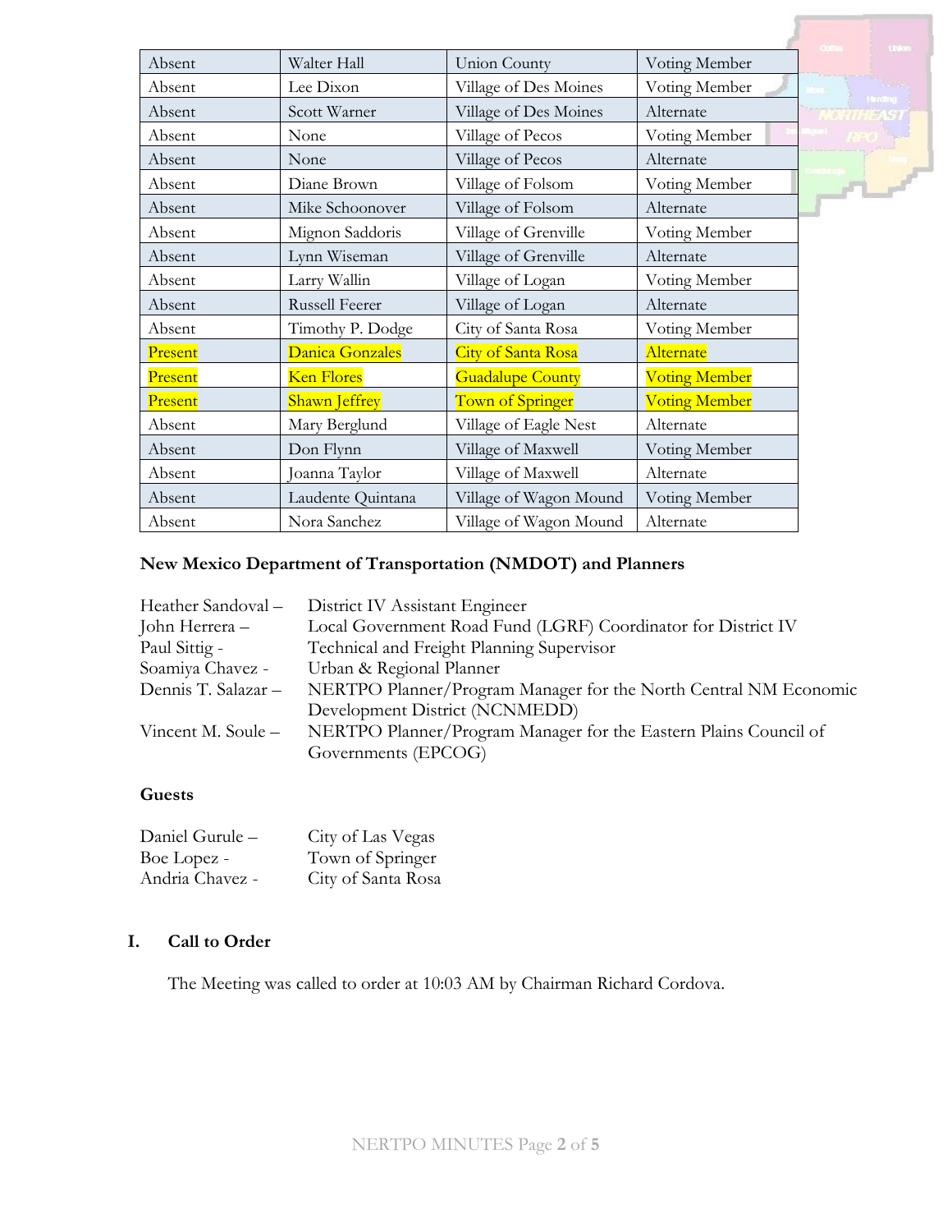| Absent | Walter Hall | Union County | Voting Member |
|---|---|---|---|
| Absent | Lee Dixon | Village of Des Moines | Voting Member |
| Absent | Scott Warner | Village of Des Moines | Alternate |
| Absent | None | Village of Pecos | Voting Member |
| Absent | None | Village of Pecos | Alternate |
| Absent | Diane Brown | Village of Folsom | Voting Member |
| Absent | Mike Schoonover | Village of Folsom | Alternate |
| Absent | Mignon Saddoris | Village of Grenville | Voting Member |
| Absent | Lynn Wiseman | Village of Grenville | Alternate |
| Absent | Larry Wallin | Village of Logan | Voting Member |
| Absent | Russell Feerer | Village of Logan | Alternate |
| Absent | Timothy P. Dodge | City of Santa Rosa | Voting Member |
| Present | Danica Gonzales | City of Santa Rosa | Alternate |
| Present | Ken Flores | Guadalupe County | Voting Member |
| Present | Shawn Jeffrey | Town of Springer | Voting Member |
| Absent | Mary Berglund | Village of Eagle Nest | Alternate |
| Absent | Don Flynn | Village of Maxwell | Voting Member |
| Absent | Joanna Taylor | Village of Maxwell | Alternate |
| Absent | Laudente Quintana | Village of Wagon Mound | Voting Member |
| Absent | Nora Sanchez | Village of Wagon Mound | Alternate |

**New Mexico Department of Transportation (NMDOT) and Planners**

Heather Sandoval – District IV Assistant Engineer
John Herrera – Local Government Road Fund (LGRF) Coordinator for District IV
Paul Sittig - Technical and Freight Planning Supervisor
Soamiya Chavez - Urban & Regional Planner
Dennis T. Salazar – NERTPO Planner/Program Manager for the North Central NM Economic Development District (NCNMEDD)
Vincent M. Soule – NERTPO Planner/Program Manager for the Eastern Plains Council of Governments (EPCOG)

**Guests**

Daniel Gurule – City of Las Vegas
Boe Lopez - Town of Springer
Andria Chavez - City of Santa Rosa

## I. Call to Order

The Meeting was called to order at 10:03 AM by Chairman Richard Cordova.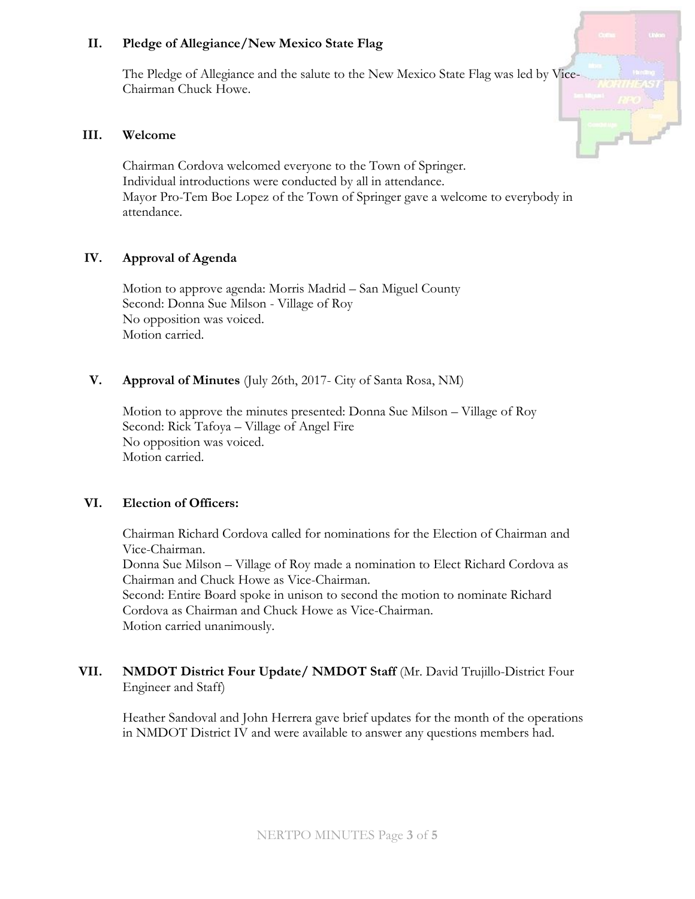## II. Pledge of Allegiance/New Mexico State Flag

The Pledge of Allegiance and the salute to the New Mexico State Flag was led by Vice-Chairman Chuck Howe.

## III. Welcome

Chairman Cordova welcomed everyone to the Town of Springer.
Individual introductions were conducted by all in attendance.
Mayor Pro-Tem Boe Lopez of the Town of Springer gave a welcome to everybody in attendance.

## IV. Approval of Agenda

Motion to approve agenda: Morris Madrid – San Miguel County
Second: Donna Sue Milson - Village of Roy
No opposition was voiced.
Motion carried.

## V. Approval of Minutes (July 26th, 2017- City of Santa Rosa, NM)

Motion to approve the minutes presented: Donna Sue Milson – Village of Roy
Second: Rick Tafoya – Village of Angel Fire
No opposition was voiced.
Motion carried.

## VI. Election of Officers:

Chairman Richard Cordova called for nominations for the Election of Chairman and Vice-Chairman.
Donna Sue Milson – Village of Roy made a nomination to Elect Richard Cordova as Chairman and Chuck Howe as Vice-Chairman.
Second: Entire Board spoke in unison to second the motion to nominate Richard Cordova as Chairman and Chuck Howe as Vice-Chairman.
Motion carried unanimously.

## VII. NMDOT District Four Update/ NMDOT Staff (Mr. David Trujillo-District Four Engineer and Staff)

Heather Sandoval and John Herrera gave brief updates for the month of the operations in NMDOT District IV and were available to answer any questions members had.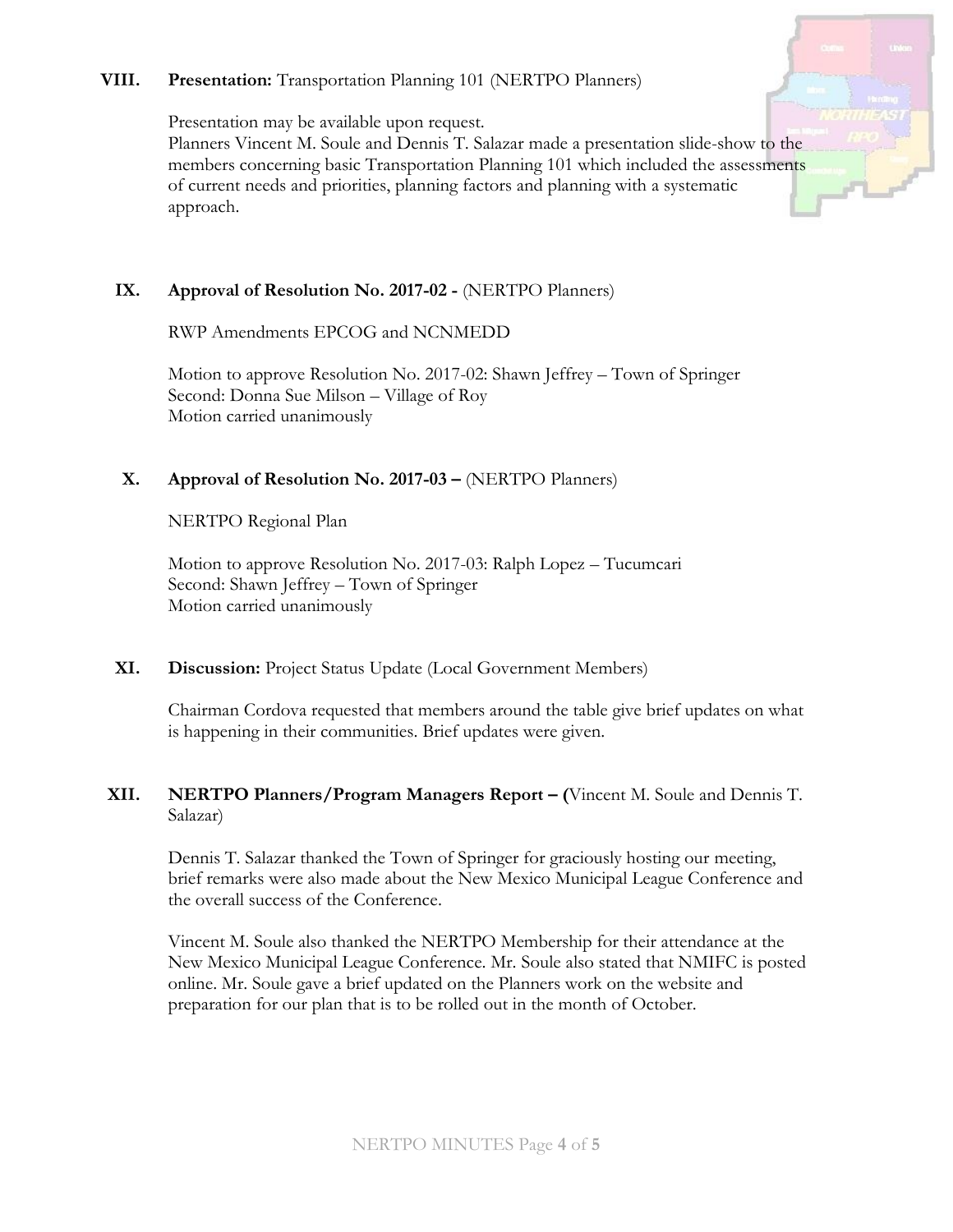**VIII. Presentation:** Transportation Planning 101 (NERTPO Planners)

Presentation may be available upon request.
Planners Vincent M. Soule and Dennis T. Salazar made a presentation slide-show to the members concerning basic Transportation Planning 101 which included the assessments of current needs and priorities, planning factors and planning with a systematic approach.

**IX. Approval of Resolution No. 2017-02 -** (NERTPO Planners)

RWP Amendments EPCOG and NCNMEDD

Motion to approve Resolution No. 2017-02: Shawn Jeffrey – Town of Springer
Second: Donna Sue Milson – Village of Roy
Motion carried unanimously

**X. Approval of Resolution No. 2017-03 –** (NERTPO Planners)

NERTPO Regional Plan

Motion to approve Resolution No. 2017-03: Ralph Lopez – Tucumcari
Second: Shawn Jeffrey – Town of Springer
Motion carried unanimously

**XI. Discussion:** Project Status Update (Local Government Members)

Chairman Cordova requested that members around the table give brief updates on what is happening in their communities. Brief updates were given.

**XII. NERTPO Planners/Program Managers Report – (**Vincent M. Soule and Dennis T. Salazar)

Dennis T. Salazar thanked the Town of Springer for graciously hosting our meeting, brief remarks were also made about the New Mexico Municipal League Conference and the overall success of the Conference.

Vincent M. Soule also thanked the NERTPO Membership for their attendance at the New Mexico Municipal League Conference. Mr. Soule also stated that NMIFC is posted online. Mr. Soule gave a brief updated on the Planners work on the website and preparation for our plan that is to be rolled out in the month of October.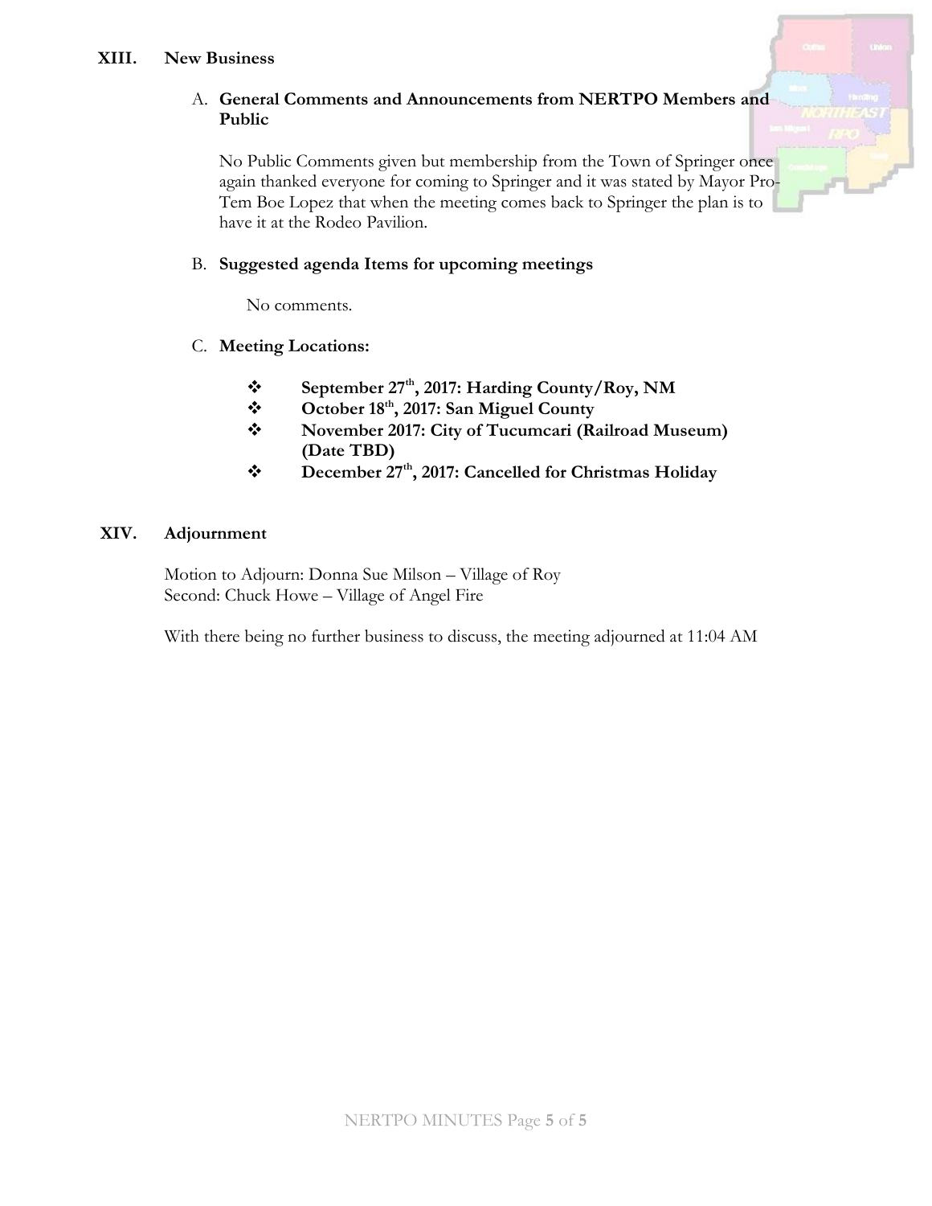## XIII. New Business

### A. General Comments and Announcements from NERTPO Members and Public

No Public Comments given but membership from the Town of Springer once again thanked everyone for coming to Springer and it was stated by Mayor Pro-Tem Boe Lopez that when the meeting comes back to Springer the plan is to have it at the Rodeo Pavilion.

### B. Suggested agenda Items for upcoming meetings

No comments.

### C. Meeting Locations:

- **September 27th, 2017: Harding County/Roy, NM**
- **October 18th, 2017: San Miguel County**
- **November 2017: City of Tucumcari (Railroad Museum) (Date TBD)**
- **December 27th, 2017: Cancelled for Christmas Holiday**

## XIV. Adjournment

Motion to Adjourn: Donna Sue Milson – Village of Roy
Second: Chuck Howe – Village of Angel Fire

With there being no further business to discuss, the meeting adjourned at 11:04 AM